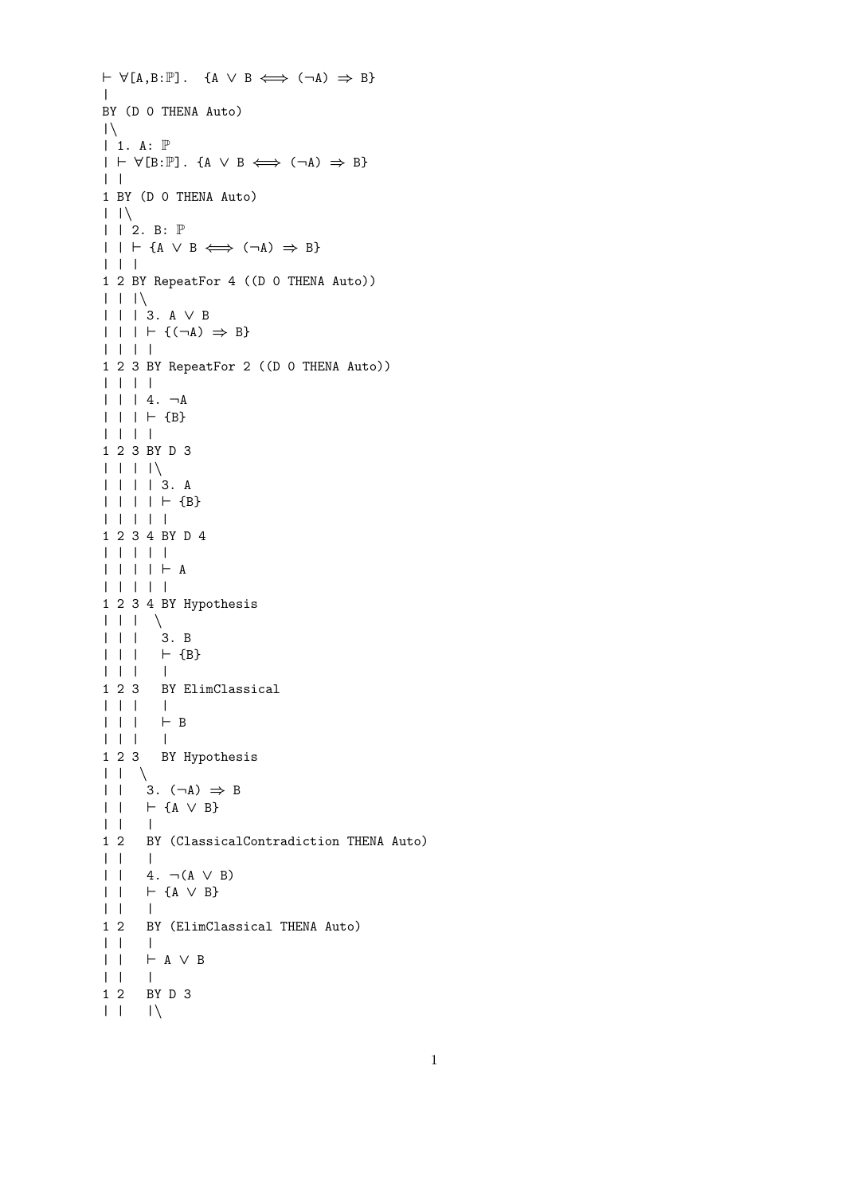```
⊢ ∀[A,B:ℙ].  {A ∨ B ⟺ (¬A) ⇒ B}
|
BY (D 0 THENA Auto)
|\
| 1. A: ℙ
| ⊢ ∀[B:ℙ]. {A ∨ B ⟺ (¬A) ⇒ B}
| |
1 BY (D 0 THENA Auto)
| |\
| | 2. B: ℙ
| | ⊢ {A ∨ B ⟺ (¬A) ⇒ B}
| | |
1 2 BY RepeatFor 4 ((D 0 THENA Auto))
| | |\
| | | 3. A ∨ B
| | | ⊢ {(¬A) ⇒ B}
| | | |
1 2 3 BY RepeatFor 2 ((D 0 THENA Auto))
| | | |
| | | 4. ¬A
| | | ⊢ {B}
| | | |
1 2 3 BY D 3
| | | |\
| | | | 3. A
| | | | ⊢ {B}
| | | | |
1 2 3 4 BY D 4
| | | | |
| | | | ⊢ A
| | | | |
1 2 3 4 BY Hypothesis
| | |  \
| | |   3. B
| | |   ⊢ {B}
| | |   |
1 2 3   BY ElimClassical
| | |   |
| | |   ⊢ B
| | |   |
1 2 3   BY Hypothesis
| |  \
| |   3. (¬A) ⇒ B
| |   ⊢ {A ∨ B}
| |   |
1 2   BY (ClassicalContradiction THENA Auto)
| |   |
| |   4. ¬(A ∨ B)
| |   ⊢ {A ∨ B}
| |   |
1 2   BY (ElimClassical THENA Auto)
| |   |
| |   ⊢ A ∨ B
| |   |
1 2   BY D 3
| |   |\
```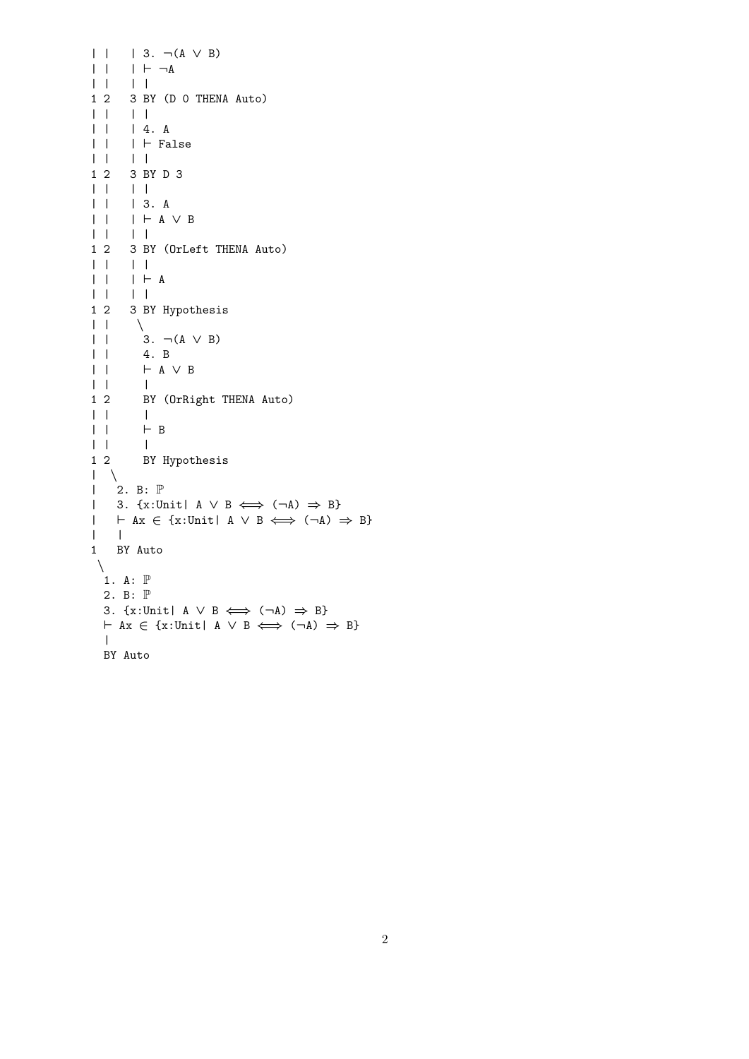```
| |    | 3. ¬(A ∨ B)
| |    | ⊢ ¬A
| |    | |
1 2    3 BY (D 0 THENA Auto)
| |    | |
| |    | 4. A
| |    | ⊢ False
| |    | |
1 2    3 BY D 3
| |    | |
| |    | 3. A
| |    | ⊢ A ∨ B
| |    | |
1 2    3 BY (OrLeft THENA Auto)
| |    | |
| |    | ⊢ A
| |    | |
1 2    3 BY Hypothesis
| |     \
| |      3. ¬(A ∨ B)
| |      4. B
| |      ⊢ A ∨ B
| |      |
1 2      BY (OrRight THENA Auto)
| |      |
| |      ⊢ B
| |      |
1 2      BY Hypothesis
|  \
|   2. B: ℙ
|   3. {x:Unit| A ∨ B ⟺ (¬A) ⇒ B}
|   ⊢ Ax ∈ {x:Unit| A ∨ B ⟺ (¬A) ⇒ B}
|   |
1   BY Auto
 \
  1. A: ℙ
  2. B: ℙ
  3. {x:Unit| A ∨ B ⟺ (¬A) ⇒ B}
  ⊢ Ax ∈ {x:Unit| A ∨ B ⟺ (¬A) ⇒ B}
  |
  BY Auto
```